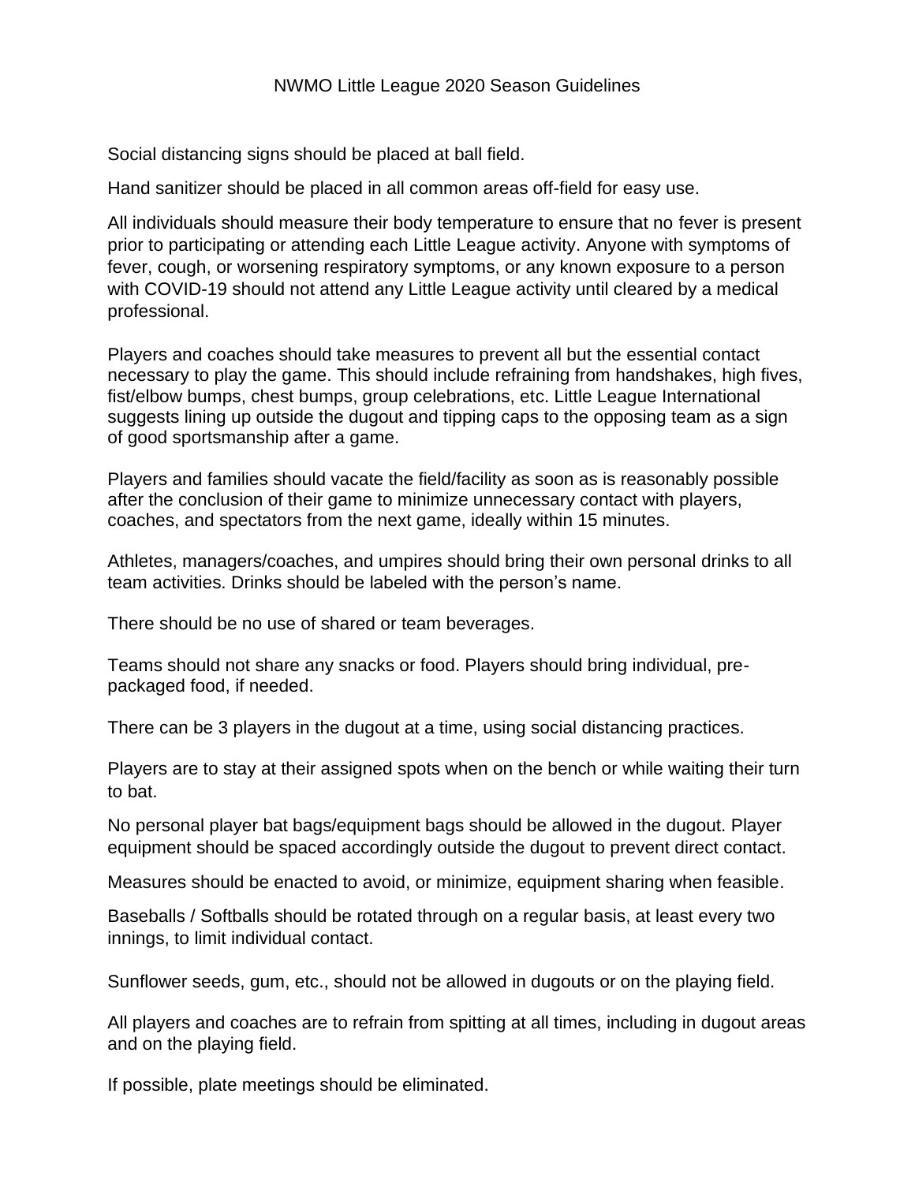# NWMO Little League 2020 Season Guidelines

Social distancing signs should be placed at ball field.

Hand sanitizer should be placed in all common areas off-field for easy use.

All individuals should measure their body temperature to ensure that no fever is present prior to participating or attending each Little League activity. Anyone with symptoms of fever, cough, or worsening respiratory symptoms, or any known exposure to a person with COVID-19 should not attend any Little League activity until cleared by a medical professional.

Players and coaches should take measures to prevent all but the essential contact necessary to play the game. This should include refraining from handshakes, high fives, fist/elbow bumps, chest bumps, group celebrations, etc. Little League International suggests lining up outside the dugout and tipping caps to the opposing team as a sign of good sportsmanship after a game.

Players and families should vacate the field/facility as soon as is reasonably possible after the conclusion of their game to minimize unnecessary contact with players, coaches, and spectators from the next game, ideally within 15 minutes.

Athletes, managers/coaches, and umpires should bring their own personal drinks to all team activities. Drinks should be labeled with the person's name.

There should be no use of shared or team beverages.

Teams should not share any snacks or food. Players should bring individual, pre-packaged food, if needed.

There can be 3 players in the dugout at a time, using social distancing practices.

Players are to stay at their assigned spots when on the bench or while waiting their turn to bat.

No personal player bat bags/equipment bags should be allowed in the dugout. Player equipment should be spaced accordingly outside the dugout to prevent direct contact.

Measures should be enacted to avoid, or minimize, equipment sharing when feasible.

Baseballs / Softballs should be rotated through on a regular basis, at least every two innings, to limit individual contact.

Sunflower seeds, gum, etc., should not be allowed in dugouts or on the playing field.

All players and coaches are to refrain from spitting at all times, including in dugout areas and on the playing field.

If possible, plate meetings should be eliminated.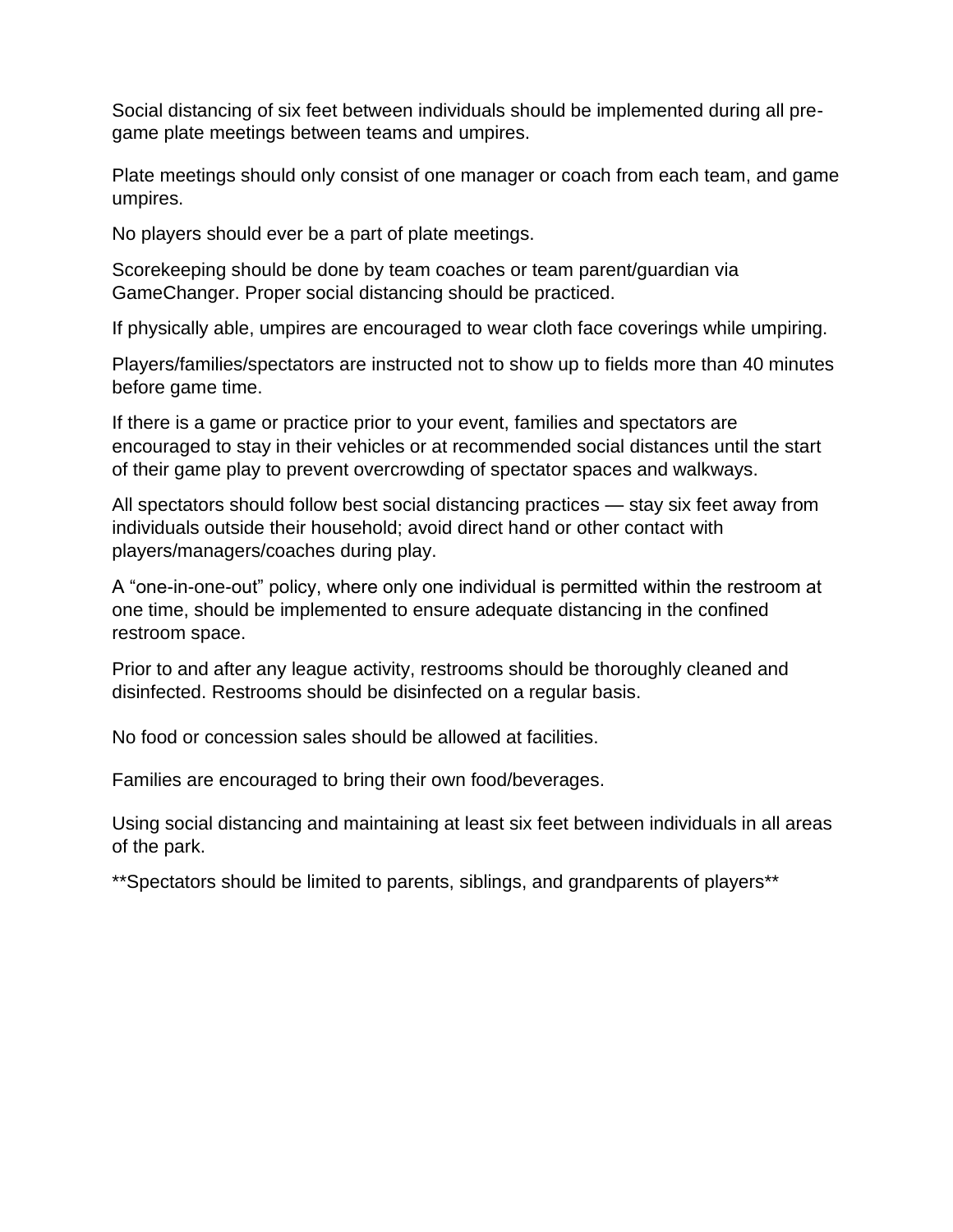Social distancing of six feet between individuals should be implemented during all pre-game plate meetings between teams and umpires.

Plate meetings should only consist of one manager or coach from each team, and game umpires.

No players should ever be a part of plate meetings.

Scorekeeping should be done by team coaches or team parent/guardian via GameChanger. Proper social distancing should be practiced.

If physically able, umpires are encouraged to wear cloth face coverings while umpiring.

Players/families/spectators are instructed not to show up to fields more than 40 minutes before game time.

If there is a game or practice prior to your event, families and spectators are encouraged to stay in their vehicles or at recommended social distances until the start of their game play to prevent overcrowding of spectator spaces and walkways.

All spectators should follow best social distancing practices — stay six feet away from individuals outside their household; avoid direct hand or other contact with players/managers/coaches during play.

A "one-in-one-out" policy, where only one individual is permitted within the restroom at one time, should be implemented to ensure adequate distancing in the confined restroom space.

Prior to and after any league activity, restrooms should be thoroughly cleaned and disinfected. Restrooms should be disinfected on a regular basis.

No food or concession sales should be allowed at facilities.

Families are encouraged to bring their own food/beverages.

Using social distancing and maintaining at least six feet between individuals in all areas of the park.

**Spectators should be limited to parents, siblings, and grandparents of players**